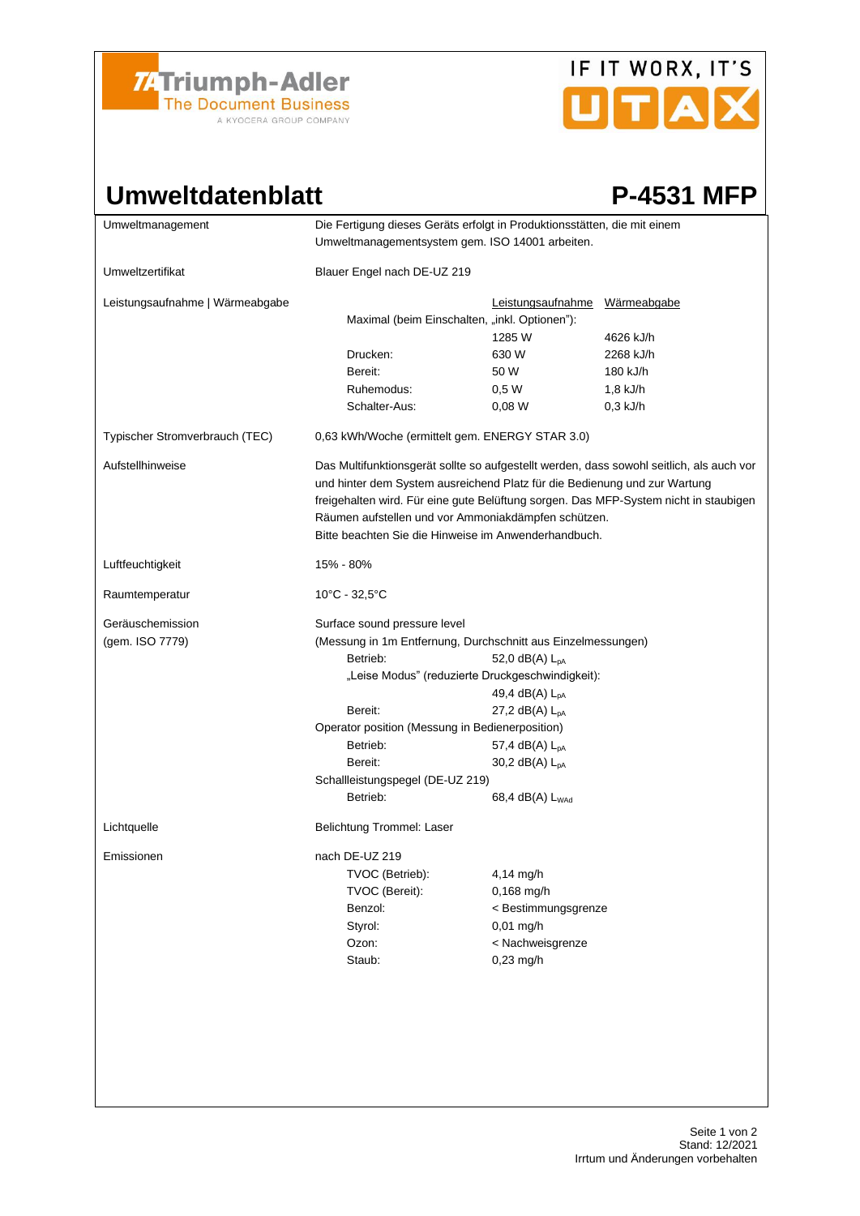Triumph-Adler
The Document Business
A KYOCERA GROUP COMPANY

IF IT WORX, IT'S UTAX

# Umweltdatenblatt

# P-4531 MFP

| | |
|---|---|
| Umweltmanagement | Die Fertigung dieses Geräts erfolgt in Produktionsstätten, die mit einem Umweltmanagementsystem gem. ISO 14001 arbeiten. |
| Umweltzertifikat | Blauer Engel nach DE-UZ 219 |
| Leistungsaufnahme \| Wärmeabgabe | |

| | Leistungsaufnahme | Wärmeabgabe |
|---|---|---|
| Maximal (beim Einschalten, „inkl. Optionen"): | 1285 W | 4626 kJ/h |
| Drucken: | 630 W | 2268 kJ/h |
| Bereit: | 50 W | 180 kJ/h |
| Ruhemodus: | 0,5 W | 1,8 kJ/h |
| Schalter-Aus: | 0,08 W | 0,3 kJ/h |

| | |
|---|---|
| Typischer Stromverbrauch (TEC) | 0,63 kWh/Woche (ermittelt gem. ENERGY STAR 3.0) |
| Aufstellhinweise | Das Multifunktionsgerät sollte so aufgestellt werden, dass sowohl seitlich, als auch vor und hinter dem System ausreichend Platz für die Bedienung und zur Wartung freigehalten wird. Für eine gute Belüftung sorgen. Das MFP-System nicht in staubigen Räumen aufstellen und vor Ammoniakdämpfen schützen. Bitte beachten Sie die Hinweise im Anwenderhandbuch. |
| Luftfeuchtigkeit | 15% - 80% |
| Raumtemperatur | 10°C - 32,5°C |

Geräuschemission (gem. ISO 7779)

Surface sound pressure level
(Messung in 1m Entfernung, Durchschnitt aus Einzelmessungen)

| | |
|---|---|
| Betrieb: | 52,0 dB(A) $L_{pA}$ |
| „Leise Modus" (reduzierte Druckgeschwindigkeit): | 49,4 dB(A) $L_{pA}$ |
| Bereit: | 27,2 dB(A) $L_{pA}$ |

Operator position (Messung in Bedienerposition)

| | |
|---|---|
| Betrieb: | 57,4 dB(A) $L_{pA}$ |
| Bereit: | 30,2 dB(A) $L_{pA}$ |

Schallleistungspegel (DE-UZ 219)

| | |
|---|---|
| Betrieb: | 68,4 dB(A) $L_{WAd}$ |

| | |
|---|---|
| Lichtquelle | Belichtung Trommel: Laser |

Emissionen

nach DE-UZ 219

| | |
|---|---|
| TVOC (Betrieb): | 4,14 mg/h |
| TVOC (Bereit): | 0,168 mg/h |
| Benzol: | < Bestimmungsgrenze |
| Styrol: | 0,01 mg/h |
| Ozon: | < Nachweisgrenze |
| Staub: | 0,23 mg/h |

Stand: 12/2021
Irrtum und Änderungen vorbehalten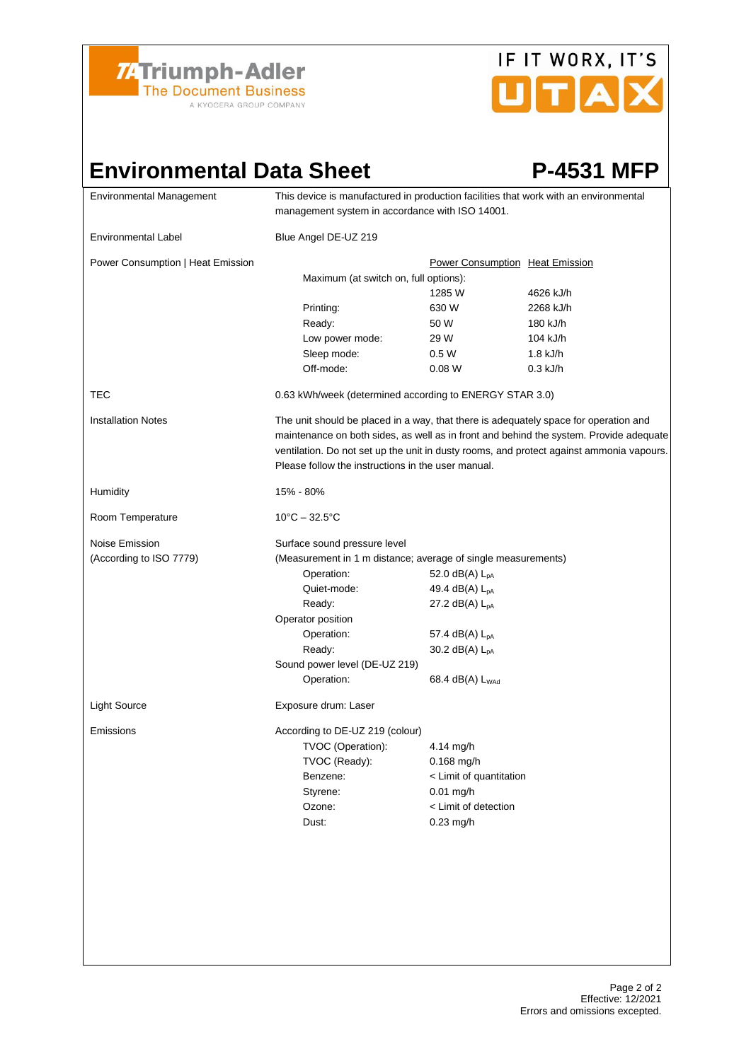Triumph-Adler
The Document Business
A KYOCERA GROUP COMPANY

IF IT WORX, IT'S UTAX

# Environmental Data Sheet

# P-4531 MFP

| | |
|---|---|
| Environmental Management | This device is manufactured in production facilities that work with an environmental management system in accordance with ISO 14001. |
| Environmental Label | Blue Angel DE-UZ 219 |

**Power Consumption | Heat Emission**

| | Power Consumption | Heat Emission |
|---|---|---|
| Maximum (at switch on, full options): | 1285 W | 4626 kJ/h |
| Printing: | 630 W | 2268 kJ/h |
| Ready: | 50 W | 180 kJ/h |
| Low power mode: | 29 W | 104 kJ/h |
| Sleep mode: | 0.5 W | 1.8 kJ/h |
| Off-mode: | 0.08 W | 0.3 kJ/h |

| | |
|---|---|
| TEC | 0.63 kWh/week (determined according to ENERGY STAR 3.0) |
| Installation Notes | The unit should be placed in a way, that there is adequately space for operation and maintenance on both sides, as well as in front and behind the system. Provide adequate ventilation. Do not set up the unit in dusty rooms, and protect against ammonia vapours. Please follow the instructions in the user manual. |
| Humidity | 15% - 80% |
| Room Temperature | 10°C – 32.5°C |

**Noise Emission (According to ISO 7779)**

Surface sound pressure level
(Measurement in 1 m distance; average of single measurements)

| | |
|---|---|
| Operation: | 52.0 dB(A) $L_{pA}$ |
| Quiet-mode: | 49.4 dB(A) $L_{pA}$ |
| Ready: | 27.2 dB(A) $L_{pA}$ |

Operator position

| | |
|---|---|
| Operation: | 57.4 dB(A) $L_{pA}$ |
| Ready: | 30.2 dB(A) $L_{pA}$ |

Sound power level (DE-UZ 219)

| | |
|---|---|
| Operation: | 68.4 dB(A) $L_{WAd}$ |

| | |
|---|---|
| Light Source | Exposure drum: Laser |

**Emissions**

According to DE-UZ 219 (colour)

| | |
|---|---|
| TVOC (Operation): | 4.14 mg/h |
| TVOC (Ready): | 0.168 mg/h |
| Benzene: | < Limit of quantitation |
| Styrene: | 0.01 mg/h |
| Ozone: | < Limit of detection |
| Dust: | 0.23 mg/h |

Effective: 12/2021
Errors and omissions excepted.